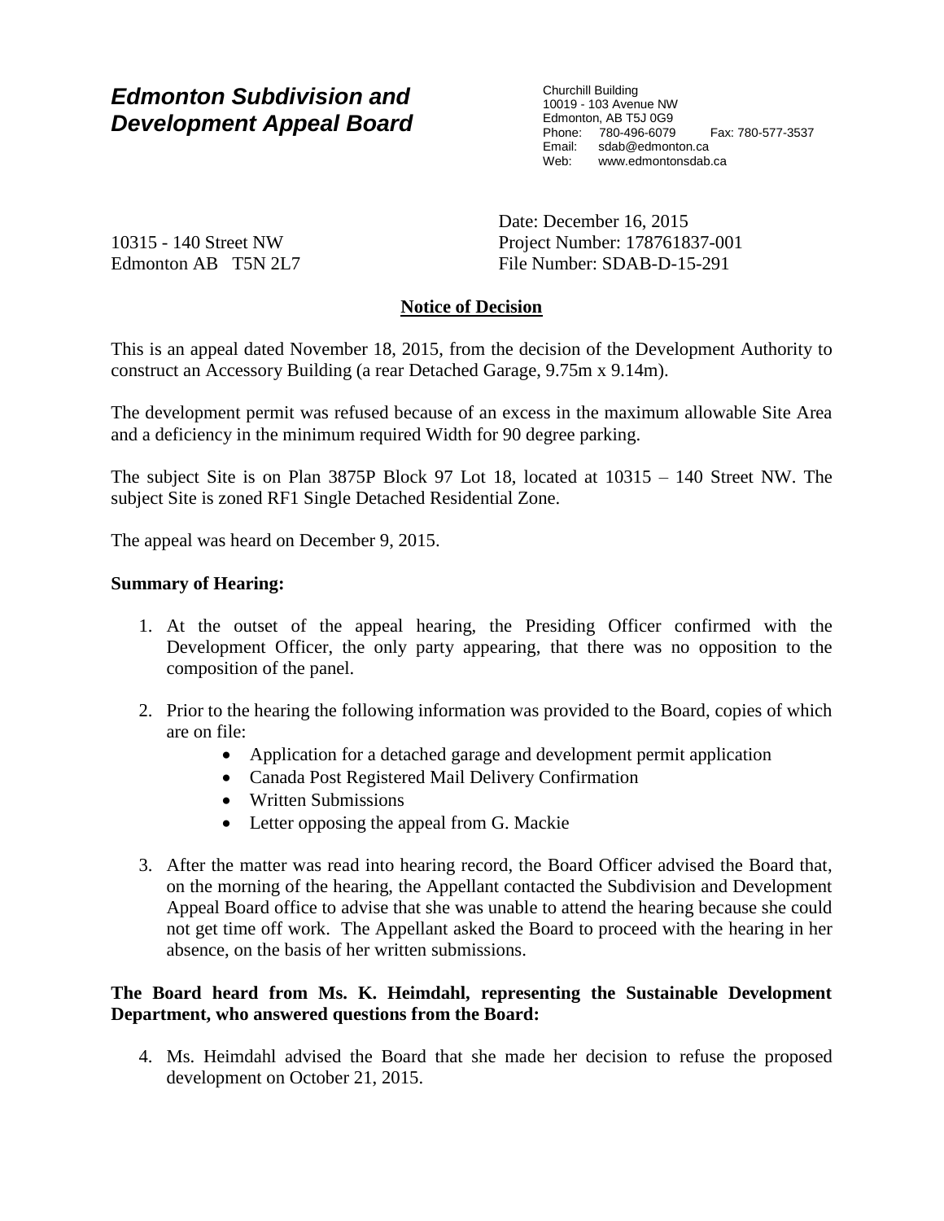# *Edmonton Subdivision and Development Appeal Board*

Churchill Building
10019 - 103 Avenue NW
Edmonton, AB T5J 0G9
Phone: 780-496-6079 Fax: 780-577-3537
Email: sdab@edmonton.ca
Web: www.edmontonsdab.ca

10315 - 140 Street NW
Edmonton AB T5N 2L7

Date: December 16, 2015
Project Number: 178761837-001
File Number: SDAB-D-15-291

## Notice of Decision

This is an appeal dated November 18, 2015, from the decision of the Development Authority to construct an Accessory Building (a rear Detached Garage, 9.75m x 9.14m).

The development permit was refused because of an excess in the maximum allowable Site Area and a deficiency in the minimum required Width for 90 degree parking.

The subject Site is on Plan 3875P Block 97 Lot 18, located at 10315 – 140 Street NW. The subject Site is zoned RF1 Single Detached Residential Zone.

The appeal was heard on December 9, 2015.

**Summary of Hearing:**

1. At the outset of the appeal hearing, the Presiding Officer confirmed with the Development Officer, the only party appearing, that there was no opposition to the composition of the panel.

2. Prior to the hearing the following information was provided to the Board, copies of which are on file:
   - Application for a detached garage and development permit application
   - Canada Post Registered Mail Delivery Confirmation
   - Written Submissions
   - Letter opposing the appeal from G. Mackie

3. After the matter was read into hearing record, the Board Officer advised the Board that, on the morning of the hearing, the Appellant contacted the Subdivision and Development Appeal Board office to advise that she was unable to attend the hearing because she could not get time off work. The Appellant asked the Board to proceed with the hearing in her absence, on the basis of her written submissions.

**The Board heard from Ms. K. Heimdahl, representing the Sustainable Development Department, who answered questions from the Board:**

4. Ms. Heimdahl advised the Board that she made her decision to refuse the proposed development on October 21, 2015.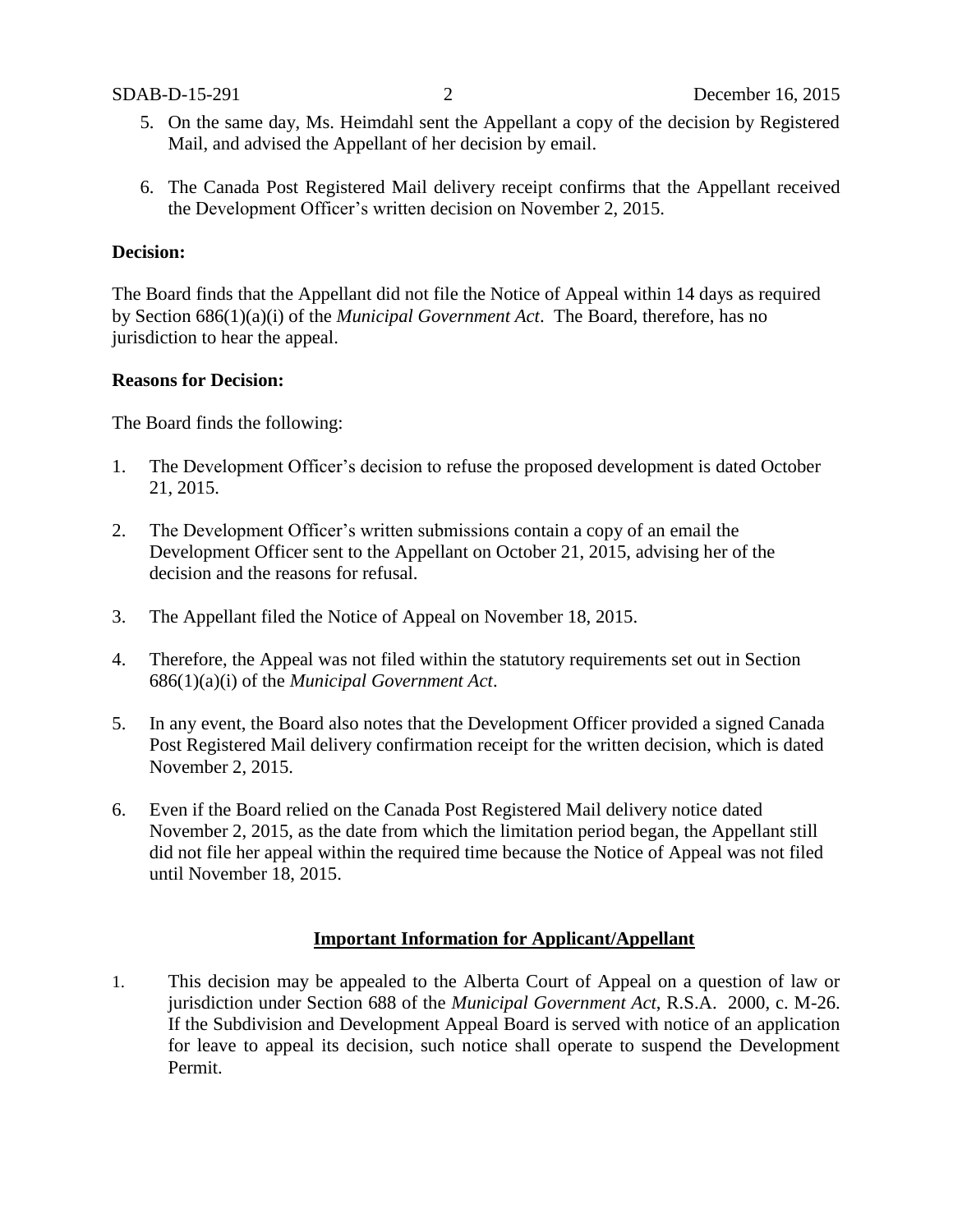5. On the same day, Ms. Heimdahl sent the Appellant a copy of the decision by Registered Mail, and advised the Appellant of her decision by email.

6. The Canada Post Registered Mail delivery receipt confirms that the Appellant received the Development Officer's written decision on November 2, 2015.

**Decision:**

The Board finds that the Appellant did not file the Notice of Appeal within 14 days as required by Section 686(1)(a)(i) of the *Municipal Government Act*. The Board, therefore, has no jurisdiction to hear the appeal.

**Reasons for Decision:**

The Board finds the following:

1. The Development Officer's decision to refuse the proposed development is dated October 21, 2015.

2. The Development Officer's written submissions contain a copy of an email the Development Officer sent to the Appellant on October 21, 2015, advising her of the decision and the reasons for refusal.

3. The Appellant filed the Notice of Appeal on November 18, 2015.

4. Therefore, the Appeal was not filed within the statutory requirements set out in Section 686(1)(a)(i) of the *Municipal Government Act*.

5. In any event, the Board also notes that the Development Officer provided a signed Canada Post Registered Mail delivery confirmation receipt for the written decision, which is dated November 2, 2015.

6. Even if the Board relied on the Canada Post Registered Mail delivery notice dated November 2, 2015, as the date from which the limitation period began, the Appellant still did not file her appeal within the required time because the Notice of Appeal was not filed until November 18, 2015.

**<u>Important Information for Applicant/Appellant</u>**

1. This decision may be appealed to the Alberta Court of Appeal on a question of law or jurisdiction under Section 688 of the *Municipal Government Act*, R.S.A. 2000, c. M-26. If the Subdivision and Development Appeal Board is served with notice of an application for leave to appeal its decision, such notice shall operate to suspend the Development Permit.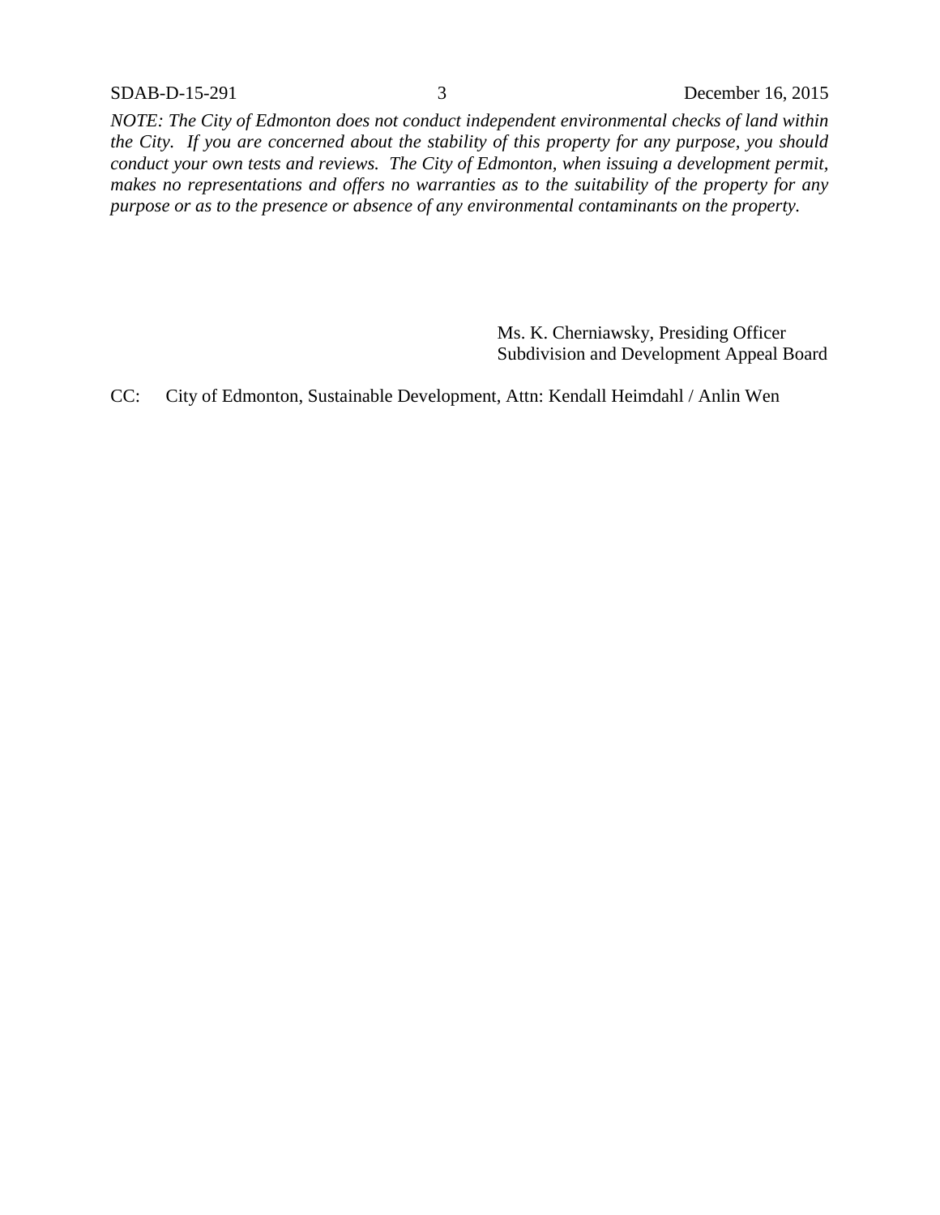*NOTE: The City of Edmonton does not conduct independent environmental checks of land within the City. If you are concerned about the stability of this property for any purpose, you should conduct your own tests and reviews. The City of Edmonton, when issuing a development permit, makes no representations and offers no warranties as to the suitability of the property for any purpose or as to the presence or absence of any environmental contaminants on the property.*

Ms. K. Cherniawsky, Presiding Officer
Subdivision and Development Appeal Board

CC: City of Edmonton, Sustainable Development, Attn: Kendall Heimdahl / Anlin Wen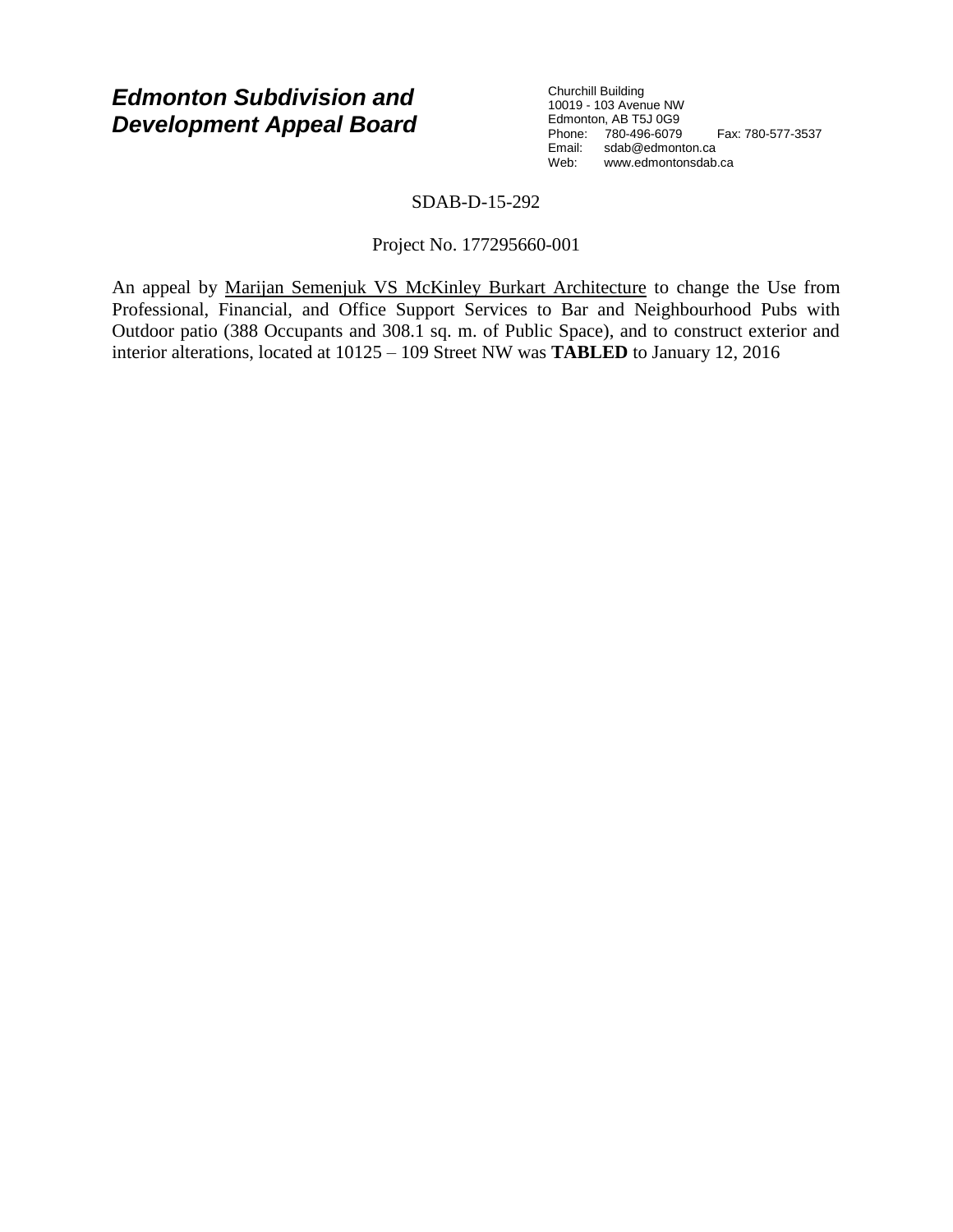# *Edmonton Subdivision and Development Appeal Board*

Churchill Building
10019 - 103 Avenue NW
Edmonton, AB T5J 0G9
Phone: 780-496-6079 Fax: 780-577-3537
Email: sdab@edmonton.ca
Web: www.edmontonsdab.ca

SDAB-D-15-292

Project No. 177295660-001

An appeal by Marijan Semenjuk VS McKinley Burkart Architecture to change the Use from Professional, Financial, and Office Support Services to Bar and Neighbourhood Pubs with Outdoor patio (388 Occupants and 308.1 sq. m. of Public Space), and to construct exterior and interior alterations, located at 10125 – 109 Street NW was **TABLED** to January 12, 2016